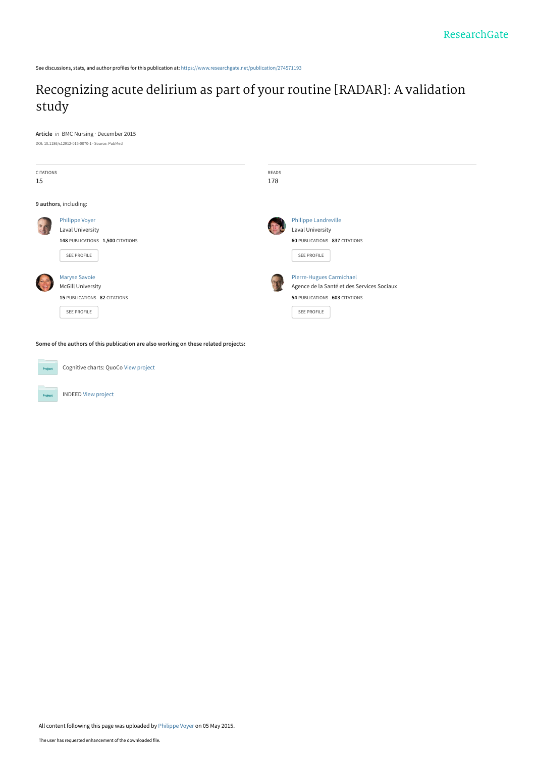ResearchGate

See discussions, stats, and author profiles for this publication at: https://www.researchgate.net/publication/274571193

# Recognizing acute delirium as part of your routine [RADAR]: A validation study

**Article** *in* BMC Nursing · December 2015

DOI: 10.1186/s12912-015-0070-1 · Source: PubMed

CITATIONS
15

READS
178

**9 authors**, including:

Philippe Voyer
Laval University
**148** PUBLICATIONS **1,500** CITATIONS
SEE PROFILE

Philippe Landreville
Laval University
**60** PUBLICATIONS **837** CITATIONS
SEE PROFILE

Maryse Savoie
McGill University
**15** PUBLICATIONS **82** CITATIONS
SEE PROFILE

Pierre-Hugues Carmichael
Agence de la Santé et des Services Sociaux
**54** PUBLICATIONS **603** CITATIONS
SEE PROFILE

**Some of the authors of this publication are also working on these related projects:**

Project: Cognitive charts: QuoCo View project

Project: INDEED View project

All content following this page was uploaded by Philippe Voyer on 05 May 2015.

The user has requested enhancement of the downloaded file.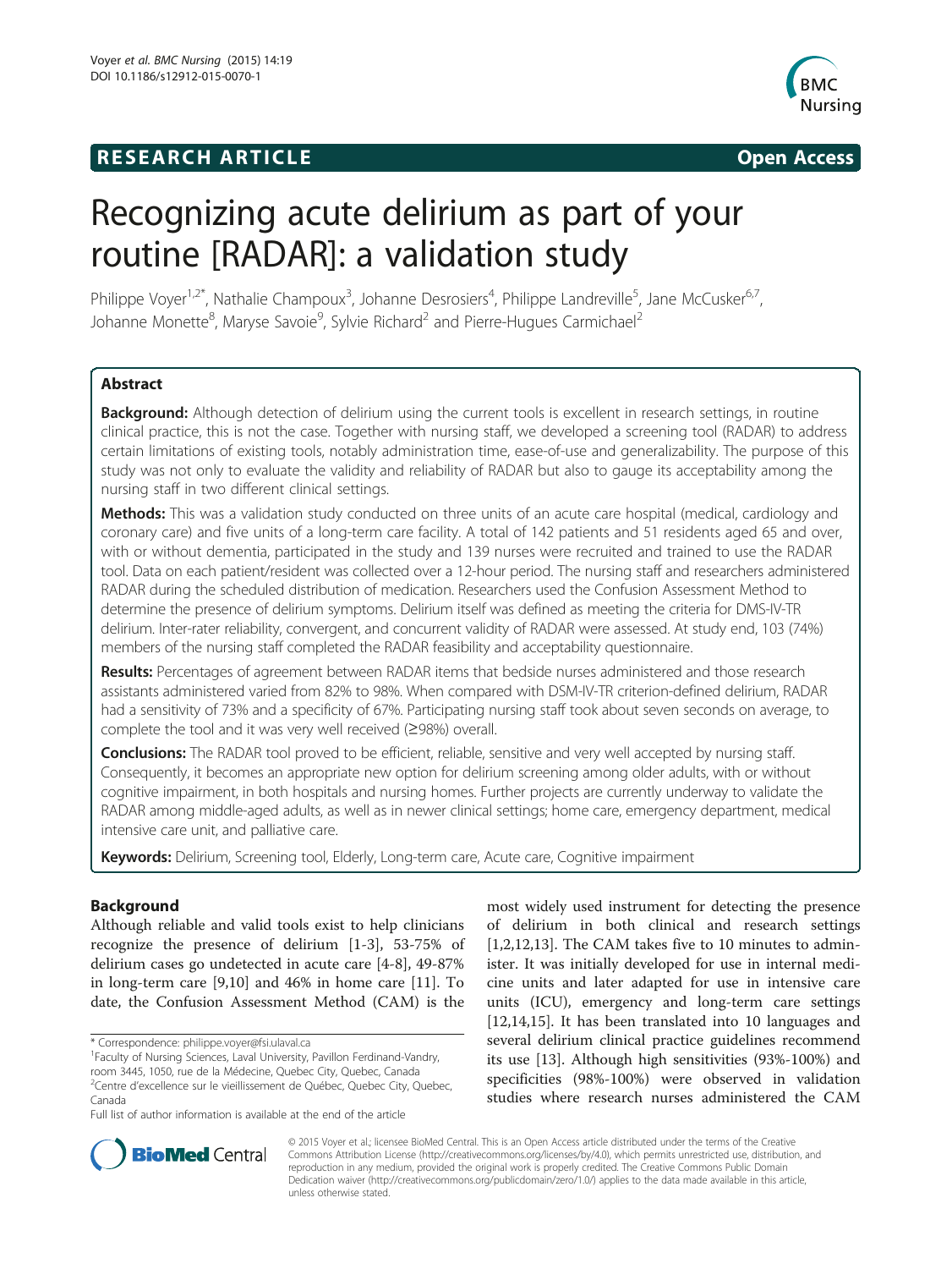# RESEARCH ARTICLE

**Open Access**

# Recognizing acute delirium as part of your routine [RADAR]: a validation study

Philippe Voyer[1,2*], Nathalie Champoux[3], Johanne Desrosiers[4], Philippe Landreville[5], Jane McCusker[6,7], Johanne Monette[8], Maryse Savoie[9], Sylvie Richard[2] and Pierre-Hugues Carmichael[2]

## Abstract

**Background:** Although detection of delirium using the current tools is excellent in research settings, in routine clinical practice, this is not the case. Together with nursing staff, we developed a screening tool (RADAR) to address certain limitations of existing tools, notably administration time, ease-of-use and generalizability. The purpose of this study was not only to evaluate the validity and reliability of RADAR but also to gauge its acceptability among the nursing staff in two different clinical settings.

**Methods:** This was a validation study conducted on three units of an acute care hospital (medical, cardiology and coronary care) and five units of a long-term care facility. A total of 142 patients and 51 residents aged 65 and over, with or without dementia, participated in the study and 139 nurses were recruited and trained to use the RADAR tool. Data on each patient/resident was collected over a 12-hour period. The nursing staff and researchers administered RADAR during the scheduled distribution of medication. Researchers used the Confusion Assessment Method to determine the presence of delirium symptoms. Delirium itself was defined as meeting the criteria for DMS-IV-TR delirium. Inter-rater reliability, convergent, and concurrent validity of RADAR were assessed. At study end, 103 (74%) members of the nursing staff completed the RADAR feasibility and acceptability questionnaire.

**Results:** Percentages of agreement between RADAR items that bedside nurses administered and those research assistants administered varied from 82% to 98%. When compared with DSM-IV-TR criterion-defined delirium, RADAR had a sensitivity of 73% and a specificity of 67%. Participating nursing staff took about seven seconds on average, to complete the tool and it was very well received (≥98%) overall.

**Conclusions:** The RADAR tool proved to be efficient, reliable, sensitive and very well accepted by nursing staff. Consequently, it becomes an appropriate new option for delirium screening among older adults, with or without cognitive impairment, in both hospitals and nursing homes. Further projects are currently underway to validate the RADAR among middle-aged adults, as well as in newer clinical settings; home care, emergency department, medical intensive care unit, and palliative care.

**Keywords:** Delirium, Screening tool, Elderly, Long-term care, Acute care, Cognitive impairment

## Background

Although reliable and valid tools exist to help clinicians recognize the presence of delirium [1-3], 53-75% of delirium cases go undetected in acute care [4-8], 49-87% in long-term care [9,10] and 46% in home care [11]. To date, the Confusion Assessment Method (CAM) is the most widely used instrument for detecting the presence of delirium in both clinical and research settings [1,2,12,13]. The CAM takes five to 10 minutes to administer. It was initially developed for use in internal medicine units and later adapted for use in intensive care units (ICU), emergency and long-term care settings [12,14,15]. It has been translated into 10 languages and several delirium clinical practice guidelines recommend its use [13]. Although high sensitivities (93%-100%) and specificities (98%-100%) were observed in validation studies where research nurses administered the CAM

\* Correspondence: philippe.voyer@fsi.ulaval.ca

[1]Faculty of Nursing Sciences, Laval University, Pavillon Ferdinand-Vandry, room 3445, 1050, rue de la Médecine, Quebec City, Quebec, Canada

[2]Centre d'excellence sur le vieillissement de Québec, Quebec City, Quebec, Canada

Full list of author information is available at the end of the article

© 2015 Voyer et al.; licensee BioMed Central. This is an Open Access article distributed under the terms of the Creative Commons Attribution License (http://creativecommons.org/licenses/by/4.0), which permits unrestricted use, distribution, and reproduction in any medium, provided the original work is properly credited. The Creative Commons Public Domain Dedication waiver (http://creativecommons.org/publicdomain/zero/1.0/) applies to the data made available in this article, unless otherwise stated.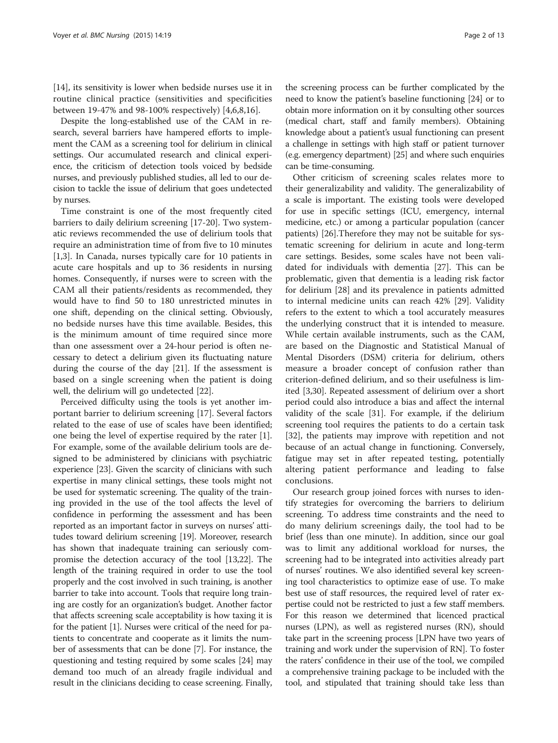[14], its sensitivity is lower when bedside nurses use it in routine clinical practice (sensitivities and specificities between 19-47% and 98-100% respectively) [4,6,8,16].

Despite the long-established use of the CAM in research, several barriers have hampered efforts to implement the CAM as a screening tool for delirium in clinical settings. Our accumulated research and clinical experience, the criticism of detection tools voiced by bedside nurses, and previously published studies, all led to our decision to tackle the issue of delirium that goes undetected by nurses.

Time constraint is one of the most frequently cited barriers to daily delirium screening [17-20]. Two systematic reviews recommended the use of delirium tools that require an administration time of from five to 10 minutes [1,3]. In Canada, nurses typically care for 10 patients in acute care hospitals and up to 36 residents in nursing homes. Consequently, if nurses were to screen with the CAM all their patients/residents as recommended, they would have to find 50 to 180 unrestricted minutes in one shift, depending on the clinical setting. Obviously, no bedside nurses have this time available. Besides, this is the minimum amount of time required since more than one assessment over a 24-hour period is often necessary to detect a delirium given its fluctuating nature during the course of the day [21]. If the assessment is based on a single screening when the patient is doing well, the delirium will go undetected [22].

Perceived difficulty using the tools is yet another important barrier to delirium screening [17]. Several factors related to the ease of use of scales have been identified; one being the level of expertise required by the rater [1]. For example, some of the available delirium tools are designed to be administered by clinicians with psychiatric experience [23]. Given the scarcity of clinicians with such expertise in many clinical settings, these tools might not be used for systematic screening. The quality of the training provided in the use of the tool affects the level of confidence in performing the assessment and has been reported as an important factor in surveys on nurses' attitudes toward delirium screening [19]. Moreover, research has shown that inadequate training can seriously compromise the detection accuracy of the tool [13,22]. The length of the training required in order to use the tool properly and the cost involved in such training, is another barrier to take into account. Tools that require long training are costly for an organization's budget. Another factor that affects screening scale acceptability is how taxing it is for the patient [1]. Nurses were critical of the need for patients to concentrate and cooperate as it limits the number of assessments that can be done [7]. For instance, the questioning and testing required by some scales [24] may demand too much of an already fragile individual and result in the clinicians deciding to cease screening. Finally, the screening process can be further complicated by the need to know the patient's baseline functioning [24] or to obtain more information on it by consulting other sources (medical chart, staff and family members). Obtaining knowledge about a patient's usual functioning can present a challenge in settings with high staff or patient turnover (e.g. emergency department) [25] and where such enquiries can be time-consuming.

Other criticism of screening scales relates more to their generalizability and validity. The generalizability of a scale is important. The existing tools were developed for use in specific settings (ICU, emergency, internal medicine, etc.) or among a particular population (cancer patients) [26].Therefore they may not be suitable for systematic screening for delirium in acute and long-term care settings. Besides, some scales have not been validated for individuals with dementia [27]. This can be problematic, given that dementia is a leading risk factor for delirium [28] and its prevalence in patients admitted to internal medicine units can reach 42% [29]. Validity refers to the extent to which a tool accurately measures the underlying construct that it is intended to measure. While certain available instruments, such as the CAM, are based on the Diagnostic and Statistical Manual of Mental Disorders (DSM) criteria for delirium, others measure a broader concept of confusion rather than criterion-defined delirium, and so their usefulness is limited [3,30]. Repeated assessment of delirium over a short period could also introduce a bias and affect the internal validity of the scale [31]. For example, if the delirium screening tool requires the patients to do a certain task [32], the patients may improve with repetition and not because of an actual change in functioning. Conversely, fatigue may set in after repeated testing, potentially altering patient performance and leading to false conclusions.

Our research group joined forces with nurses to identify strategies for overcoming the barriers to delirium screening. To address time constraints and the need to do many delirium screenings daily, the tool had to be brief (less than one minute). In addition, since our goal was to limit any additional workload for nurses, the screening had to be integrated into activities already part of nurses' routines. We also identified several key screening tool characteristics to optimize ease of use. To make best use of staff resources, the required level of rater expertise could not be restricted to just a few staff members. For this reason we determined that licenced practical nurses (LPN), as well as registered nurses (RN), should take part in the screening process [LPN have two years of training and work under the supervision of RN]. To foster the raters' confidence in their use of the tool, we compiled a comprehensive training package to be included with the tool, and stipulated that training should take less than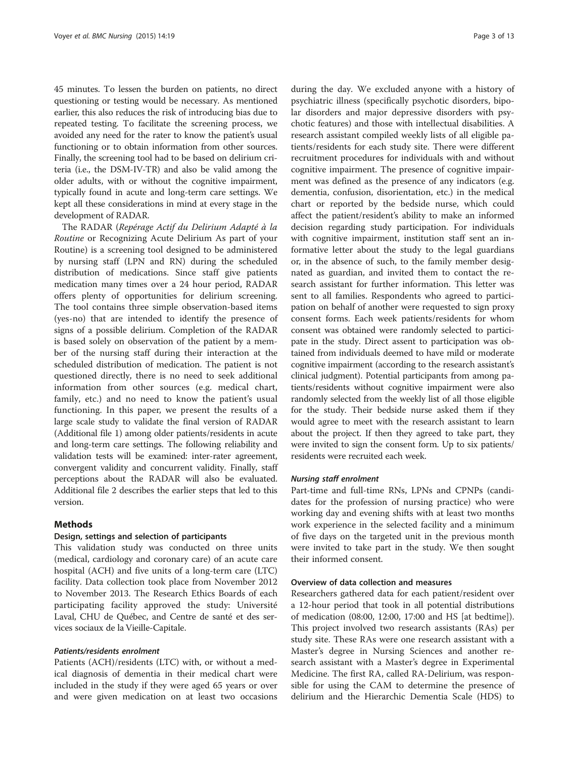45 minutes. To lessen the burden on patients, no direct questioning or testing would be necessary. As mentioned earlier, this also reduces the risk of introducing bias due to repeated testing. To facilitate the screening process, we avoided any need for the rater to know the patient's usual functioning or to obtain information from other sources. Finally, the screening tool had to be based on delirium criteria (i.e., the DSM-IV-TR) and also be valid among the older adults, with or without the cognitive impairment, typically found in acute and long-term care settings. We kept all these considerations in mind at every stage in the development of RADAR.

The RADAR (*Repérage Actif du Delirium Adapté à la Routine* or Recognizing Acute Delirium As part of your Routine) is a screening tool designed to be administered by nursing staff (LPN and RN) during the scheduled distribution of medications. Since staff give patients medication many times over a 24 hour period, RADAR offers plenty of opportunities for delirium screening. The tool contains three simple observation-based items (yes-no) that are intended to identify the presence of signs of a possible delirium. Completion of the RADAR is based solely on observation of the patient by a member of the nursing staff during their interaction at the scheduled distribution of medication. The patient is not questioned directly, there is no need to seek additional information from other sources (e.g. medical chart, family, etc.) and no need to know the patient's usual functioning. In this paper, we present the results of a large scale study to validate the final version of RADAR (Additional file 1) among older patients/residents in acute and long-term care settings. The following reliability and validation tests will be examined: inter-rater agreement, convergent validity and concurrent validity. Finally, staff perceptions about the RADAR will also be evaluated. Additional file 2 describes the earlier steps that led to this version.

## Methods

### Design, settings and selection of participants

This validation study was conducted on three units (medical, cardiology and coronary care) of an acute care hospital (ACH) and five units of a long-term care (LTC) facility. Data collection took place from November 2012 to November 2013. The Research Ethics Boards of each participating facility approved the study: Université Laval, CHU de Québec, and Centre de santé et des services sociaux de la Vieille-Capitale.

#### *Patients/residents enrolment*

Patients (ACH)/residents (LTC) with, or without a medical diagnosis of dementia in their medical chart were included in the study if they were aged 65 years or over and were given medication on at least two occasions during the day. We excluded anyone with a history of psychiatric illness (specifically psychotic disorders, bipolar disorders and major depressive disorders with psychotic features) and those with intellectual disabilities. A research assistant compiled weekly lists of all eligible patients/residents for each study site. There were different recruitment procedures for individuals with and without cognitive impairment. The presence of cognitive impairment was defined as the presence of any indicators (e.g. dementia, confusion, disorientation, etc.) in the medical chart or reported by the bedside nurse, which could affect the patient/resident's ability to make an informed decision regarding study participation. For individuals with cognitive impairment, institution staff sent an informative letter about the study to the legal guardians or, in the absence of such, to the family member designated as guardian, and invited them to contact the research assistant for further information. This letter was sent to all families. Respondents who agreed to participation on behalf of another were requested to sign proxy consent forms. Each week patients/residents for whom consent was obtained were randomly selected to participate in the study. Direct assent to participation was obtained from individuals deemed to have mild or moderate cognitive impairment (according to the research assistant's clinical judgment). Potential participants from among patients/residents without cognitive impairment were also randomly selected from the weekly list of all those eligible for the study. Their bedside nurse asked them if they would agree to meet with the research assistant to learn about the project. If then they agreed to take part, they were invited to sign the consent form. Up to six patients/residents were recruited each week.

#### *Nursing staff enrolment*

Part-time and full-time RNs, LPNs and CPNPs (candidates for the profession of nursing practice) who were working day and evening shifts with at least two months work experience in the selected facility and a minimum of five days on the targeted unit in the previous month were invited to take part in the study. We then sought their informed consent.

### Overview of data collection and measures

Researchers gathered data for each patient/resident over a 12-hour period that took in all potential distributions of medication (08:00, 12:00, 17:00 and HS [at bedtime]). This project involved two research assistants (RAs) per study site. These RAs were one research assistant with a Master's degree in Nursing Sciences and another research assistant with a Master's degree in Experimental Medicine. The first RA, called RA-Delirium, was responsible for using the CAM to determine the presence of delirium and the Hierarchic Dementia Scale (HDS) to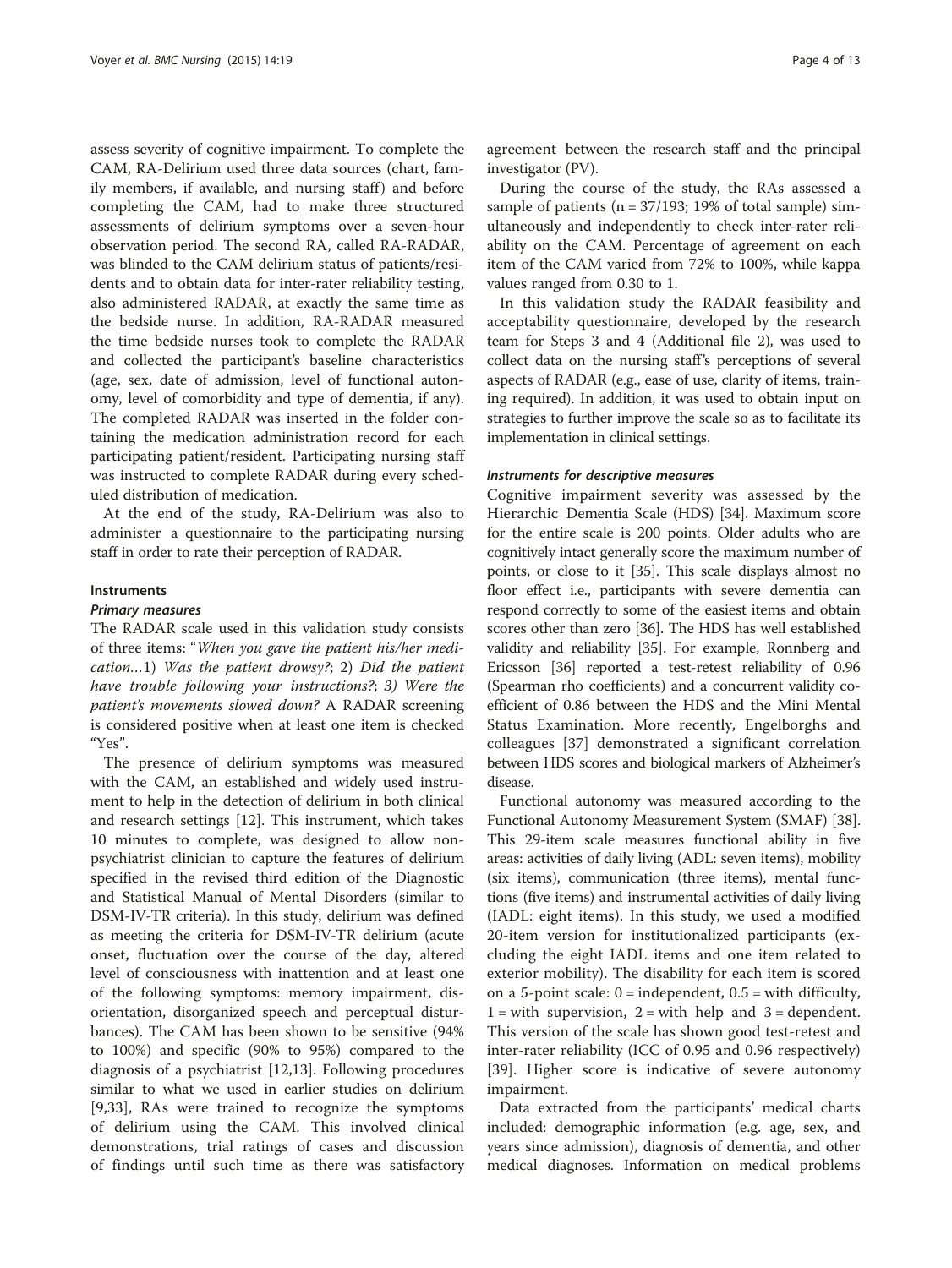assess severity of cognitive impairment. To complete the CAM, RA-Delirium used three data sources (chart, family members, if available, and nursing staff) and before completing the CAM, had to make three structured assessments of delirium symptoms over a seven-hour observation period. The second RA, called RA-RADAR, was blinded to the CAM delirium status of patients/residents and to obtain data for inter-rater reliability testing, also administered RADAR, at exactly the same time as the bedside nurse. In addition, RA-RADAR measured the time bedside nurses took to complete the RADAR and collected the participant's baseline characteristics (age, sex, date of admission, level of functional autonomy, level of comorbidity and type of dementia, if any). The completed RADAR was inserted in the folder containing the medication administration record for each participating patient/resident. Participating nursing staff was instructed to complete RADAR during every scheduled distribution of medication.

At the end of the study, RA-Delirium was also to administer a questionnaire to the participating nursing staff in order to rate their perception of RADAR.

### Instruments

#### *Primary measures*

The RADAR scale used in this validation study consists of three items: "*When you gave the patient his/her medication…*1) *Was the patient drowsy?*; 2) *Did the patient have trouble following your instructions?*; 3) *Were the patient's movements slowed down?* A RADAR screening is considered positive when at least one item is checked "Yes".

The presence of delirium symptoms was measured with the CAM, an established and widely used instrument to help in the detection of delirium in both clinical and research settings [12]. This instrument, which takes 10 minutes to complete, was designed to allow non-psychiatrist clinician to capture the features of delirium specified in the revised third edition of the Diagnostic and Statistical Manual of Mental Disorders (similar to DSM-IV-TR criteria). In this study, delirium was defined as meeting the criteria for DSM-IV-TR delirium (acute onset, fluctuation over the course of the day, altered level of consciousness with inattention and at least one of the following symptoms: memory impairment, disorientation, disorganized speech and perceptual disturbances). The CAM has been shown to be sensitive (94% to 100%) and specific (90% to 95%) compared to the diagnosis of a psychiatrist [12,13]. Following procedures similar to what we used in earlier studies on delirium [9,33], RAs were trained to recognize the symptoms of delirium using the CAM. This involved clinical demonstrations, trial ratings of cases and discussion of findings until such time as there was satisfactory agreement between the research staff and the principal investigator (PV).

During the course of the study, the RAs assessed a sample of patients (n = 37/193; 19% of total sample) simultaneously and independently to check inter-rater reliability on the CAM. Percentage of agreement on each item of the CAM varied from 72% to 100%, while kappa values ranged from 0.30 to 1.

In this validation study the RADAR feasibility and acceptability questionnaire, developed by the research team for Steps 3 and 4 (Additional file 2), was used to collect data on the nursing staff's perceptions of several aspects of RADAR (e.g., ease of use, clarity of items, training required). In addition, it was used to obtain input on strategies to further improve the scale so as to facilitate its implementation in clinical settings.

#### *Instruments for descriptive measures*

Cognitive impairment severity was assessed by the Hierarchic Dementia Scale (HDS) [34]. Maximum score for the entire scale is 200 points. Older adults who are cognitively intact generally score the maximum number of points, or close to it [35]. This scale displays almost no floor effect i.e., participants with severe dementia can respond correctly to some of the easiest items and obtain scores other than zero [36]. The HDS has well established validity and reliability [35]. For example, Ronnberg and Ericsson [36] reported a test-retest reliability of 0.96 (Spearman rho coefficients) and a concurrent validity coefficient of 0.86 between the HDS and the Mini Mental Status Examination. More recently, Engelborghs and colleagues [37] demonstrated a significant correlation between HDS scores and biological markers of Alzheimer's disease.

Functional autonomy was measured according to the Functional Autonomy Measurement System (SMAF) [38]. This 29-item scale measures functional ability in five areas: activities of daily living (ADL: seven items), mobility (six items), communication (three items), mental functions (five items) and instrumental activities of daily living (IADL: eight items). In this study, we used a modified 20-item version for institutionalized participants (excluding the eight IADL items and one item related to exterior mobility). The disability for each item is scored on a 5-point scale: 0 = independent, 0.5 = with difficulty, 1 = with supervision, 2 = with help and 3 = dependent. This version of the scale has shown good test-retest and inter-rater reliability (ICC of 0.95 and 0.96 respectively) [39]. Higher score is indicative of severe autonomy impairment.

Data extracted from the participants' medical charts included: demographic information (e.g. age, sex, and years since admission), diagnosis of dementia, and other medical diagnoses. Information on medical problems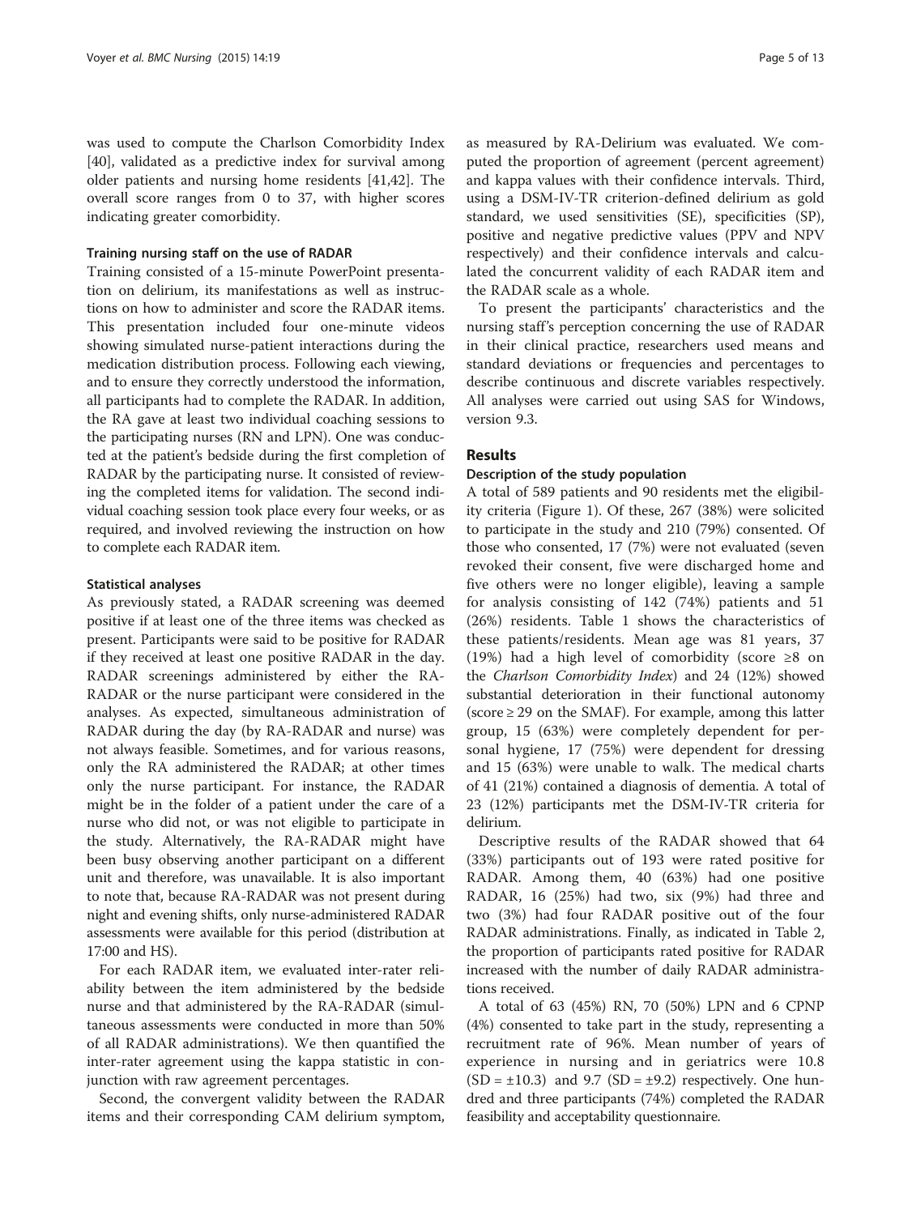was used to compute the Charlson Comorbidity Index [40], validated as a predictive index for survival among older patients and nursing home residents [41,42]. The overall score ranges from 0 to 37, with higher scores indicating greater comorbidity.

#### Training nursing staff on the use of RADAR

Training consisted of a 15-minute PowerPoint presentation on delirium, its manifestations as well as instructions on how to administer and score the RADAR items. This presentation included four one-minute videos showing simulated nurse-patient interactions during the medication distribution process. Following each viewing, and to ensure they correctly understood the information, all participants had to complete the RADAR. In addition, the RA gave at least two individual coaching sessions to the participating nurses (RN and LPN). One was conducted at the patient's bedside during the first completion of RADAR by the participating nurse. It consisted of reviewing the completed items for validation. The second individual coaching session took place every four weeks, or as required, and involved reviewing the instruction on how to complete each RADAR item.

#### Statistical analyses

As previously stated, a RADAR screening was deemed positive if at least one of the three items was checked as present. Participants were said to be positive for RADAR if they received at least one positive RADAR in the day. RADAR screenings administered by either the RA-RADAR or the nurse participant were considered in the analyses. As expected, simultaneous administration of RADAR during the day (by RA-RADAR and nurse) was not always feasible. Sometimes, and for various reasons, only the RA administered the RADAR; at other times only the nurse participant. For instance, the RADAR might be in the folder of a patient under the care of a nurse who did not, or was not eligible to participate in the study. Alternatively, the RA-RADAR might have been busy observing another participant on a different unit and therefore, was unavailable. It is also important to note that, because RA-RADAR was not present during night and evening shifts, only nurse-administered RADAR assessments were available for this period (distribution at 17:00 and HS).

For each RADAR item, we evaluated inter-rater reliability between the item administered by the bedside nurse and that administered by the RA-RADAR (simultaneous assessments were conducted in more than 50% of all RADAR administrations). We then quantified the inter-rater agreement using the kappa statistic in conjunction with raw agreement percentages.

Second, the convergent validity between the RADAR items and their corresponding CAM delirium symptom, as measured by RA-Delirium was evaluated. We computed the proportion of agreement (percent agreement) and kappa values with their confidence intervals. Third, using a DSM-IV-TR criterion-defined delirium as gold standard, we used sensitivities (SE), specificities (SP), positive and negative predictive values (PPV and NPV respectively) and their confidence intervals and calculated the concurrent validity of each RADAR item and the RADAR scale as a whole.

To present the participants' characteristics and the nursing staff's perception concerning the use of RADAR in their clinical practice, researchers used means and standard deviations or frequencies and percentages to describe continuous and discrete variables respectively. All analyses were carried out using SAS for Windows, version 9.3.

## Results

#### Description of the study population

A total of 589 patients and 90 residents met the eligibility criteria (Figure 1). Of these, 267 (38%) were solicited to participate in the study and 210 (79%) consented. Of those who consented, 17 (7%) were not evaluated (seven revoked their consent, five were discharged home and five others were no longer eligible), leaving a sample for analysis consisting of 142 (74%) patients and 51 (26%) residents. Table 1 shows the characteristics of these patients/residents. Mean age was 81 years, 37 (19%) had a high level of comorbidity (score ≥8 on the *Charlson Comorbidity Index*) and 24 (12%) showed substantial deterioration in their functional autonomy (score ≥ 29 on the SMAF). For example, among this latter group, 15 (63%) were completely dependent for personal hygiene, 17 (75%) were dependent for dressing and 15 (63%) were unable to walk. The medical charts of 41 (21%) contained a diagnosis of dementia. A total of 23 (12%) participants met the DSM-IV-TR criteria for delirium.

Descriptive results of the RADAR showed that 64 (33%) participants out of 193 were rated positive for RADAR. Among them, 40 (63%) had one positive RADAR, 16 (25%) had two, six (9%) had three and two (3%) had four RADAR positive out of the four RADAR administrations. Finally, as indicated in Table 2, the proportion of participants rated positive for RADAR increased with the number of daily RADAR administrations received.

A total of 63 (45%) RN, 70 (50%) LPN and 6 CPNP (4%) consented to take part in the study, representing a recruitment rate of 96%. Mean number of years of experience in nursing and in geriatrics were 10.8 (SD = ±10.3) and 9.7 (SD = ±9.2) respectively. One hundred and three participants (74%) completed the RADAR feasibility and acceptability questionnaire.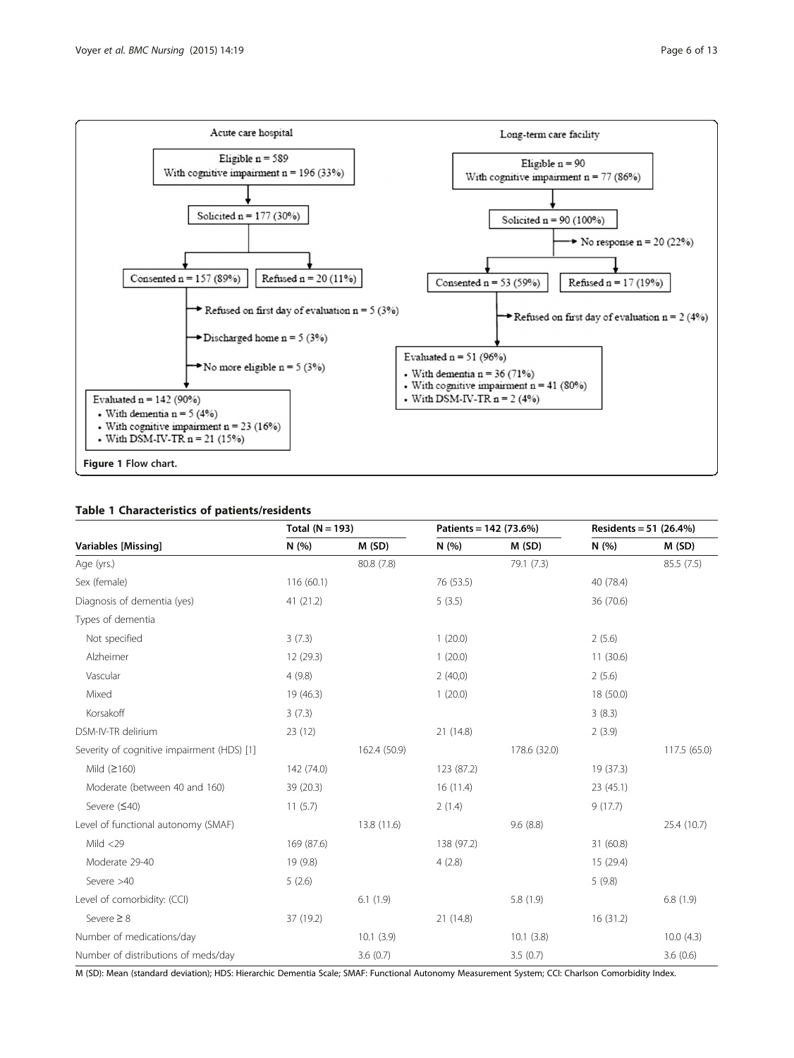Acute care hospital

Eligible n = 589
With cognitive impairment n = 196 (33%)

Solicited n = 177 (30%)

Consented n = 157 (89%)

Refused n = 20 (11%)

Refused on first day of evaluation n = 5 (3%)

Discharged home n = 5 (3%)

No more eligible n = 5 (3%)

Evaluated n = 142 (90%)
- With dementia n = 5 (4%)
- With cognitive impairment n = 23 (16%)
- With DSM-IV-TR n = 21 (15%)

Long-term care facility

Eligible n = 90
With cognitive impairment n = 77 (86%)

Solicited n = 90 (100%)

No response n = 20 (22%)

Consented n = 53 (59%)

Refused n = 17 (19%)

Refused on first day of evaluation n = 2 (4%)

Evaluated n = 51 (96%)
- With dementia n = 36 (71%)
- With cognitive impairment n = 41 (80%)
- With DSM-IV-TR n = 2 (4%)

**Figure 1** Flow chart.

**Table 1 Characteristics of patients/residents**

| | Total (N = 193) | | Patients = 142 (73.6%) | | Residents = 51 (26.4%) | |
|---|---|---|---|---|---|---|
| Variables [Missing] | N (%) | M (SD) | N (%) | M (SD) | N (%) | M (SD) |
| Age (yrs.) | | 80.8 (7.8) | | 79.1 (7.3) | | 85.5 (7.5) |
| Sex (female) | 116 (60.1) | | 76 (53.5) | | 40 (78.4) | |
| Diagnosis of dementia (yes) | 41 (21.2) | | 5 (3.5) | | 36 (70.6) | |
| Types of dementia | | | | | | |
| Not specified | 3 (7.3) | | 1 (20.0) | | 2 (5.6) | |
| Alzheimer | 12 (29.3) | | 1 (20.0) | | 11 (30.6) | |
| Vascular | 4 (9.8) | | 2 (40,0) | | 2 (5.6) | |
| Mixed | 19 (46.3) | | 1 (20.0) | | 18 (50.0) | |
| Korsakoff | 3 (7.3) | | | | 3 (8.3) | |
| DSM-IV-TR delirium | 23 (12) | | 21 (14.8) | | 2 (3.9) | |
| Severity of cognitive impairment (HDS) [1] | | 162.4 (50.9) | | 178.6 (32.0) | | 117.5 (65.0) |
| Mild (≥160) | 142 (74.0) | | 123 (87.2) | | 19 (37.3) | |
| Moderate (between 40 and 160) | 39 (20.3) | | 16 (11.4) | | 23 (45.1) | |
| Severe (≤40) | 11 (5.7) | | 2 (1.4) | | 9 (17.7) | |
| Level of functional autonomy (SMAF) | | 13.8 (11.6) | | 9.6 (8.8) | | 25.4 (10.7) |
| Mild <29 | 169 (87.6) | | 138 (97.2) | | 31 (60.8) | |
| Moderate 29-40 | 19 (9.8) | | 4 (2.8) | | 15 (29.4) | |
| Severe >40 | 5 (2.6) | | | | 5 (9.8) | |
| Level of comorbidity: (CCI) | | 6.1 (1.9) | | 5.8 (1.9) | | 6.8 (1.9) |
| Severe ≥ 8 | 37 (19.2) | | 21 (14.8) | | 16 (31.2) | |
| Number of medications/day | | 10.1 (3.9) | | 10.1 (3.8) | | 10.0 (4.3) |
| Number of distributions of meds/day | | 3.6 (0.7) | | 3.5 (0.7) | | 3.6 (0.6) |

M (SD): Mean (standard deviation); HDS: Hierarchic Dementia Scale; SMAF: Functional Autonomy Measurement System; CCI: Charlson Comorbidity Index.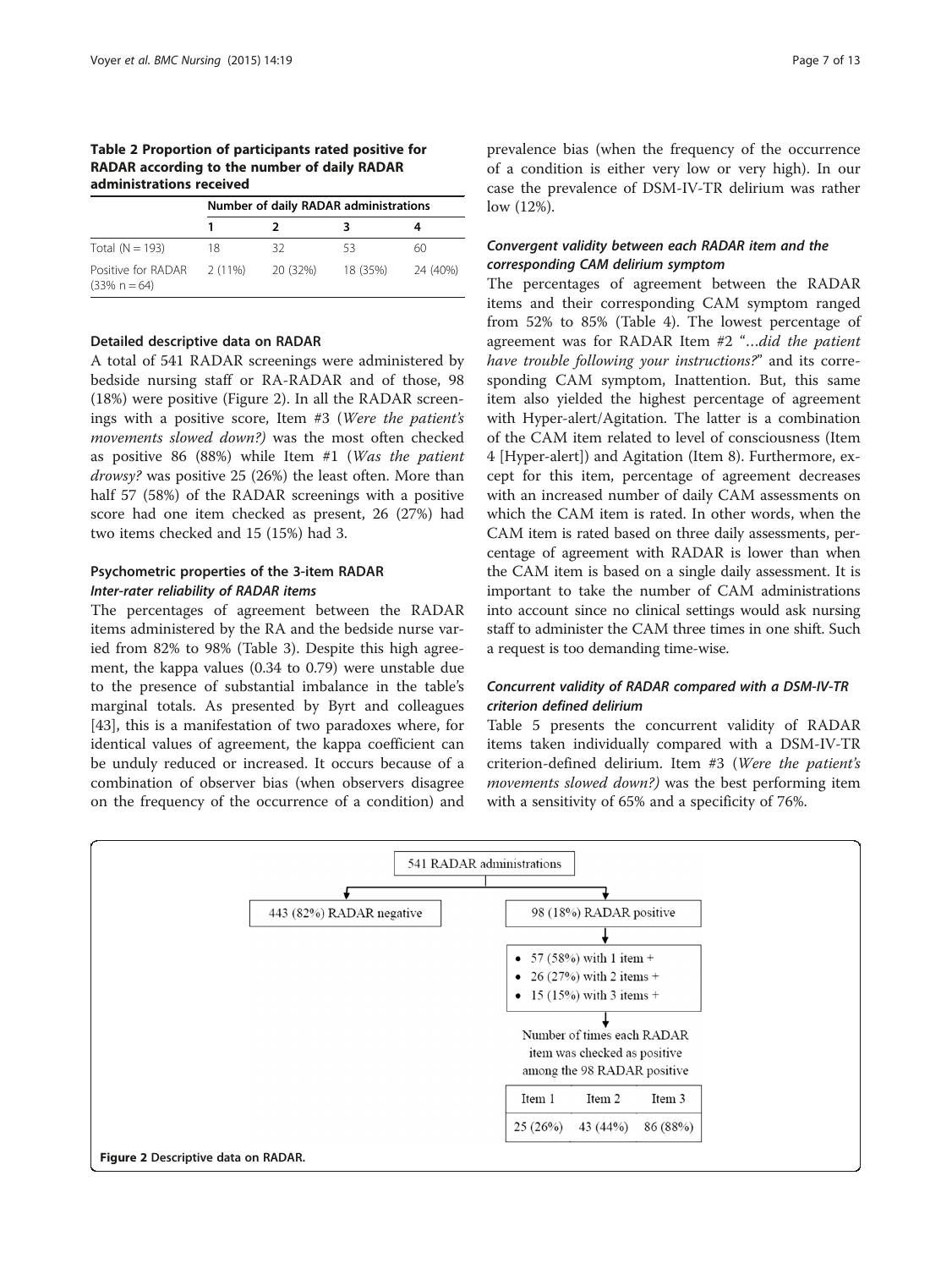**Table 2 Proportion of participants rated positive for RADAR according to the number of daily RADAR administrations received**

| | Number of daily RADAR administrations | | | |
|---|---|---|---|---|
| | 1 | 2 | 3 | 4 |
| Total (N = 193) | 18 | 32 | 53 | 60 |
| Positive for RADAR (33% n = 64) | 2 (11%) | 20 (32%) | 18 (35%) | 24 (40%) |

#### Detailed descriptive data on RADAR

A total of 541 RADAR screenings were administered by bedside nursing staff or RA-RADAR and of those, 98 (18%) were positive (Figure 2). In all the RADAR screenings with a positive score, Item #3 (*Were the patient's movements slowed down?)* was the most often checked as positive 86 (88%) while Item #1 (*Was the patient drowsy?* was positive 25 (26%) the least often. More than half 57 (58%) of the RADAR screenings with a positive score had one item checked as present, 26 (27%) had two items checked and 15 (15%) had 3.

#### Psychometric properties of the 3-item RADAR

##### *Inter-rater reliability of RADAR items*

The percentages of agreement between the RADAR items administered by the RA and the bedside nurse varied from 82% to 98% (Table 3). Despite this high agreement, the kappa values (0.34 to 0.79) were unstable due to the presence of substantial imbalance in the table's marginal totals. As presented by Byrt and colleagues [43], this is a manifestation of two paradoxes where, for identical values of agreement, the kappa coefficient can be unduly reduced or increased. It occurs because of a combination of observer bias (when observers disagree on the frequency of the occurrence of a condition) and prevalence bias (when the frequency of the occurrence of a condition is either very low or very high). In our case the prevalence of DSM-IV-TR delirium was rather low (12%).

##### *Convergent validity between each RADAR item and the corresponding CAM delirium symptom*

The percentages of agreement between the RADAR items and their corresponding CAM symptom ranged from 52% to 85% (Table 4). The lowest percentage of agreement was for RADAR Item #2 "*…did the patient have trouble following your instructions?*" and its corresponding CAM symptom, Inattention. But, this same item also yielded the highest percentage of agreement with Hyper-alert/Agitation. The latter is a combination of the CAM item related to level of consciousness (Item 4 [Hyper-alert]) and Agitation (Item 8). Furthermore, except for this item, percentage of agreement decreases with an increased number of daily CAM assessments on which the CAM item is rated. In other words, when the CAM item is rated based on three daily assessments, percentage of agreement with RADAR is lower than when the CAM item is based on a single daily assessment. It is important to take the number of CAM administrations into account since no clinical settings would ask nursing staff to administer the CAM three times in one shift. Such a request is too demanding time-wise.

##### *Concurrent validity of RADAR compared with a DSM-IV-TR criterion defined delirium*

Table 5 presents the concurrent validity of RADAR items taken individually compared with a DSM-IV-TR criterion-defined delirium. Item #3 (*Were the patient's movements slowed down?)* was the best performing item with a sensitivity of 65% and a specificity of 76%.

541 RADAR administrations

443 (82%) RADAR negative

98 (18%) RADAR positive

- 57 (58%) with 1 item +
- 26 (27%) with 2 items +
- 15 (15%) with 3 items +

Number of times each RADAR item was checked as positive among the 98 RADAR positive

Item 1 | Item 2 | Item 3

25 (26%) | 43 (44%) | 86 (88%)

**Figure 2** Descriptive data on RADAR.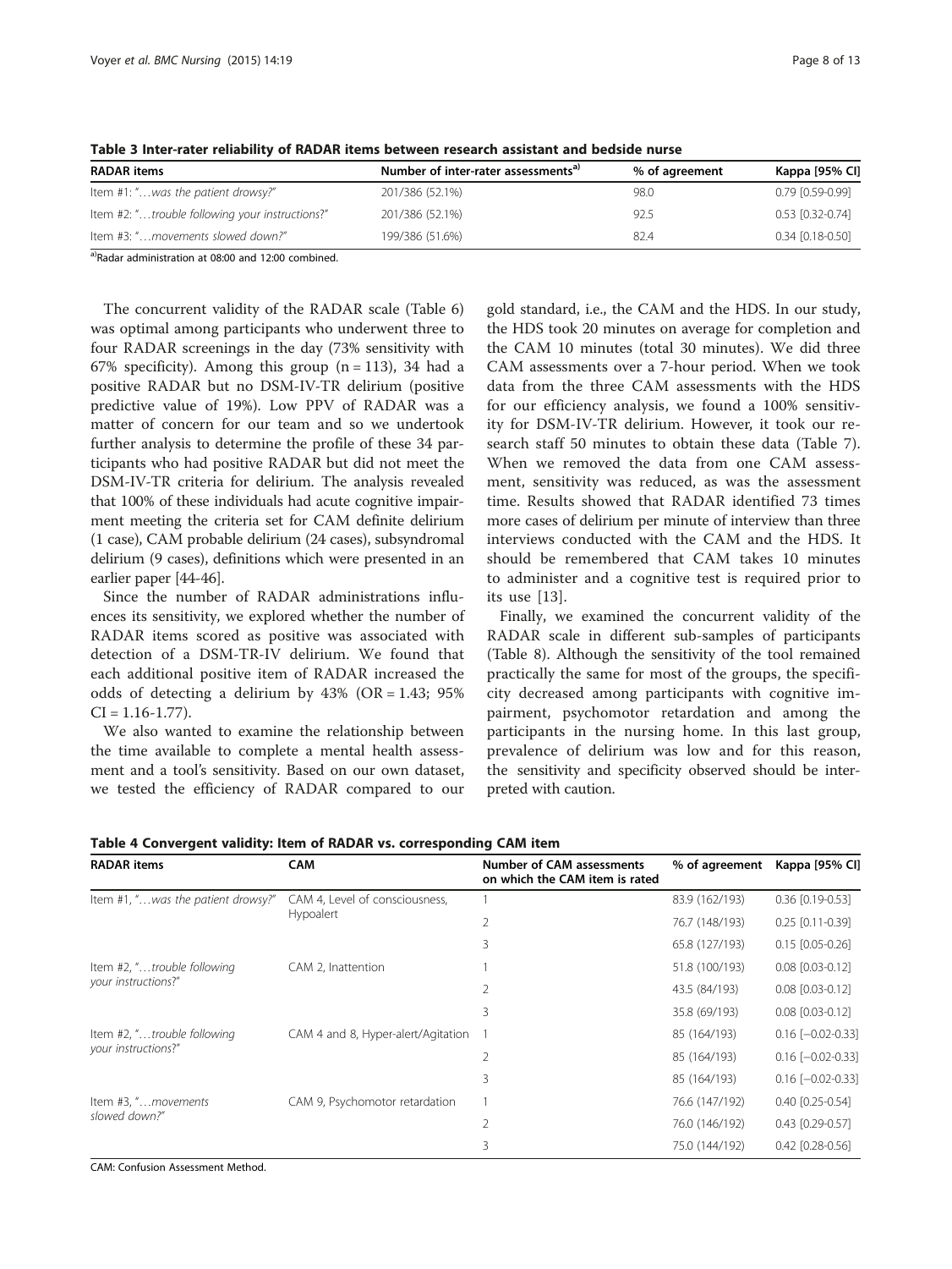**Table 3 Inter-rater reliability of RADAR items between research assistant and bedside nurse**

| RADAR items | Number of inter-rater assessments[a] | % of agreement | Kappa [95% CI] |
|---|---|---|---|
| Item #1: "…*was the patient drowsy?*" | 201/386 (52.1%) | 98.0 | 0.79 [0.59-0.99] |
| Item #2: "…*trouble following your instructions?*" | 201/386 (52.1%) | 92.5 | 0.53 [0.32-0.74] |
| Item #3: "…*movements slowed down?*" | 199/386 (51.6%) | 82.4 | 0.34 [0.18-0.50] |

[a]Radar administration at 08:00 and 12:00 combined.

The concurrent validity of the RADAR scale (Table 6) was optimal among participants who underwent three to four RADAR screenings in the day (73% sensitivity with 67% specificity). Among this group (n = 113), 34 had a positive RADAR but no DSM-IV-TR delirium (positive predictive value of 19%). Low PPV of RADAR was a matter of concern for our team and so we undertook further analysis to determine the profile of these 34 participants who had positive RADAR but did not meet the DSM-IV-TR criteria for delirium. The analysis revealed that 100% of these individuals had acute cognitive impairment meeting the criteria set for CAM definite delirium (1 case), CAM probable delirium (24 cases), subsyndromal delirium (9 cases), definitions which were presented in an earlier paper [44-46].

Since the number of RADAR administrations influences its sensitivity, we explored whether the number of RADAR items scored as positive was associated with detection of a DSM-TR-IV delirium. We found that each additional positive item of RADAR increased the odds of detecting a delirium by 43% (OR = 1.43; 95% CI = 1.16-1.77).

We also wanted to examine the relationship between the time available to complete a mental health assessment and a tool's sensitivity. Based on our own dataset, we tested the efficiency of RADAR compared to our gold standard, i.e., the CAM and the HDS. In our study, the HDS took 20 minutes on average for completion and the CAM 10 minutes (total 30 minutes). We did three CAM assessments over a 7-hour period. When we took data from the three CAM assessments with the HDS for our efficiency analysis, we found a 100% sensitivity for DSM-IV-TR delirium. However, it took our research staff 50 minutes to obtain these data (Table 7). When we removed the data from one CAM assessment, sensitivity was reduced, as was the assessment time. Results showed that RADAR identified 73 times more cases of delirium per minute of interview than three interviews conducted with the CAM and the HDS. It should be remembered that CAM takes 10 minutes to administer and a cognitive test is required prior to its use [13].

Finally, we examined the concurrent validity of the RADAR scale in different sub-samples of participants (Table 8). Although the sensitivity of the tool remained practically the same for most of the groups, the specificity decreased among participants with cognitive impairment, psychomotor retardation and among the participants in the nursing home. In this last group, prevalence of delirium was low and for this reason, the sensitivity and specificity observed should be interpreted with caution.

**Table 4 Convergent validity: Item of RADAR vs. corresponding CAM item**

| RADAR items | CAM | Number of CAM assessments on which the CAM item is rated | % of agreement | Kappa [95% CI] |
|---|---|---|---|---|
| Item #1, "…*was the patient drowsy?*" | CAM 4, Level of consciousness, Hypoalert | 1 | 83.9 (162/193) | 0.36 [0.19-0.53] |
| | | 2 | 76.7 (148/193) | 0.25 [0.11-0.39] |
| | | 3 | 65.8 (127/193) | 0.15 [0.05-0.26] |
| Item #2, "…*trouble following your instructions?*" | CAM 2, Inattention | 1 | 51.8 (100/193) | 0.08 [0.03-0.12] |
| | | 2 | 43.5 (84/193) | 0.08 [0.03-0.12] |
| | | 3 | 35.8 (69/193) | 0.08 [0.03-0.12] |
| Item #2, "…*trouble following your instructions?*" | CAM 4 and 8, Hyper-alert/Agitation | 1 | 85 (164/193) | 0.16 [−0.02-0.33] |
| | | 2 | 85 (164/193) | 0.16 [−0.02-0.33] |
| | | 3 | 85 (164/193) | 0.16 [−0.02-0.33] |
| Item #3, "…*movements slowed down?*" | CAM 9, Psychomotor retardation | 1 | 76.6 (147/192) | 0.40 [0.25-0.54] |
| | | 2 | 76.0 (146/192) | 0.43 [0.29-0.57] |
| | | 3 | 75.0 (144/192) | 0.42 [0.28-0.56] |

CAM: Confusion Assessment Method.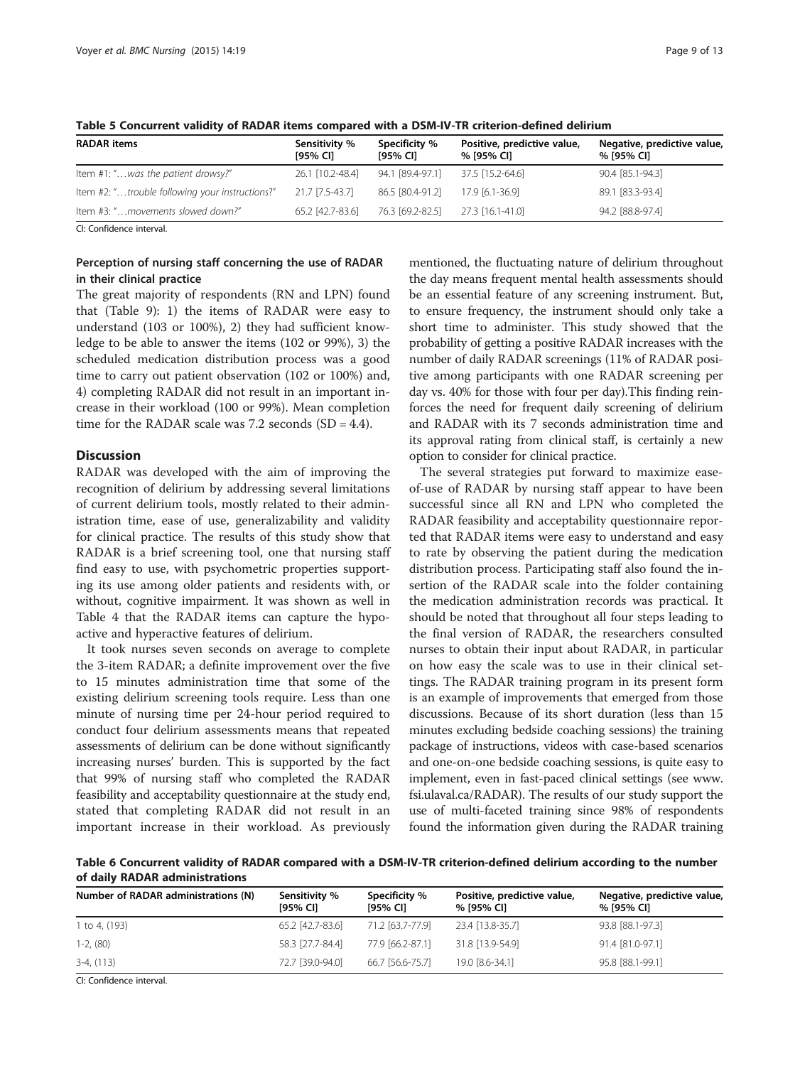**Table 5 Concurrent validity of RADAR items compared with a DSM-IV-TR criterion-defined delirium**

| RADAR items | Sensitivity % [95% CI] | Specificity % [95% CI] | Positive, predictive value, % [95% CI] | Negative, predictive value, % [95% CI] |
|---|---|---|---|---|
| Item #1: "…*was the patient drowsy?*" | 26.1 [10.2-48.4] | 94.1 [89.4-97.1] | 37.5 [15.2-64.6] | 90.4 [85.1-94.3] |
| Item #2: "…*trouble following your instructions?*" | 21.7 [7.5-43.7] | 86.5 [80.4-91.2] | 17.9 [6.1-36.9] | 89.1 [83.3-93.4] |
| Item #3: "…*movements slowed down?*" | 65.2 [42.7-83.6] | 76.3 [69.2-82.5] | 27.3 [16.1-41.0] | 94.2 [88.8-97.4] |

CI: Confidence interval.

### Perception of nursing staff concerning the use of RADAR in their clinical practice

The great majority of respondents (RN and LPN) found that (Table 9): 1) the items of RADAR were easy to understand (103 or 100%), 2) they had sufficient knowledge to be able to answer the items (102 or 99%), 3) the scheduled medication distribution process was a good time to carry out patient observation (102 or 100%) and, 4) completing RADAR did not result in an important increase in their workload (100 or 99%). Mean completion time for the RADAR scale was 7.2 seconds (SD = 4.4).

## Discussion

RADAR was developed with the aim of improving the recognition of delirium by addressing several limitations of current delirium tools, mostly related to their administration time, ease of use, generalizability and validity for clinical practice. The results of this study show that RADAR is a brief screening tool, one that nursing staff find easy to use, with psychometric properties supporting its use among older patients and residents with, or without, cognitive impairment. It was shown as well in Table 4 that the RADAR items can capture the hypoactive and hyperactive features of delirium.

It took nurses seven seconds on average to complete the 3-item RADAR; a definite improvement over the five to 15 minutes administration time that some of the existing delirium screening tools require. Less than one minute of nursing time per 24-hour period required to conduct four delirium assessments means that repeated assessments of delirium can be done without significantly increasing nurses' burden. This is supported by the fact that 99% of nursing staff who completed the RADAR feasibility and acceptability questionnaire at the study end, stated that completing RADAR did not result in an important increase in their workload. As previously mentioned, the fluctuating nature of delirium throughout the day means frequent mental health assessments should be an essential feature of any screening instrument. But, to ensure frequency, the instrument should only take a short time to administer. This study showed that the probability of getting a positive RADAR increases with the number of daily RADAR screenings (11% of RADAR positive among participants with one RADAR screening per day vs. 40% for those with four per day).This finding reinforces the need for frequent daily screening of delirium and RADAR with its 7 seconds administration time and its approval rating from clinical staff, is certainly a new option to consider for clinical practice.

The several strategies put forward to maximize ease-of-use of RADAR by nursing staff appear to have been successful since all RN and LPN who completed the RADAR feasibility and acceptability questionnaire reported that RADAR items were easy to understand and easy to rate by observing the patient during the medication distribution process. Participating staff also found the insertion of the RADAR scale into the folder containing the medication administration records was practical. It should be noted that throughout all four steps leading to the final version of RADAR, the researchers consulted nurses to obtain their input about RADAR, in particular on how easy the scale was to use in their clinical settings. The RADAR training program in its present form is an example of improvements that emerged from those discussions. Because of its short duration (less than 15 minutes excluding bedside coaching sessions) the training package of instructions, videos with case-based scenarios and one-on-one bedside coaching sessions, is quite easy to implement, even in fast-paced clinical settings (see www.fsi.ulaval.ca/RADAR). The results of our study support the use of multi-faceted training since 98% of respondents found the information given during the RADAR training

**Table 6 Concurrent validity of RADAR compared with a DSM-IV-TR criterion-defined delirium according to the number of daily RADAR administrations**

| Number of RADAR administrations (N) | Sensitivity % [95% CI] | Specificity % [95% CI] | Positive, predictive value, % [95% CI] | Negative, predictive value, % [95% CI] |
|---|---|---|---|---|
| 1 to 4, (193) | 65.2 [42.7-83.6] | 71.2 [63.7-77.9] | 23.4 [13.8-35.7] | 93.8 [88.1-97.3] |
| 1-2, (80) | 58.3 [27.7-84.4] | 77.9 [66.2-87.1] | 31.8 [13.9-54.9] | 91.4 [81.0-97.1] |
| 3-4, (113) | 72.7 [39.0-94.0] | 66.7 [56.6-75.7] | 19.0 [8.6-34.1] | 95.8 [88.1-99.1] |

CI: Confidence interval.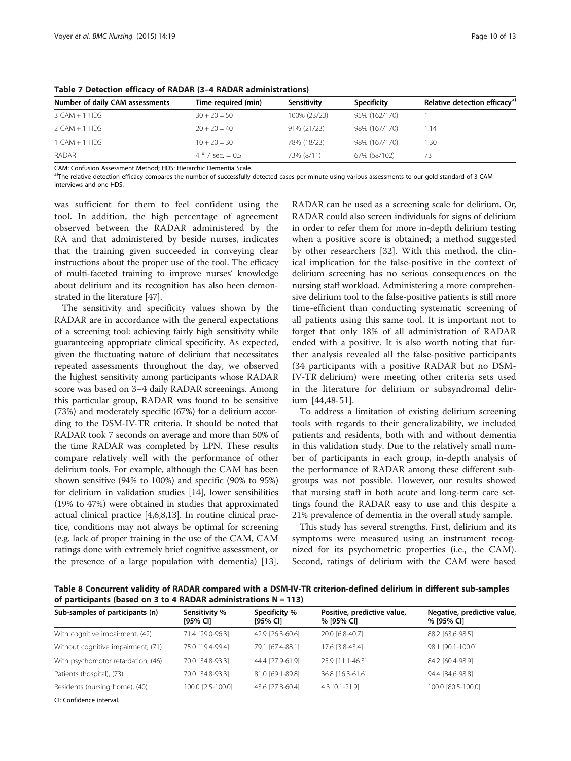**Table 7 Detection efficacy of RADAR (3–4 RADAR administrations)**

| Number of daily CAM assessments | Time required (min) | Sensitivity | Specificity | Relative detection efficacy[a] |
|---|---|---|---|---|
| 3 CAM + 1 HDS | 30 + 20 = 50 | 100% (23/23) | 95% (162/170) | 1 |
| 2 CAM + 1 HDS | 20 + 20 = 40 | 91% (21/23) | 98% (167/170) | 1.14 |
| 1 CAM + 1 HDS | 10 + 20 = 30 | 78% (18/23) | 98% (167/170) | 1.30 |
| RADAR | 4 * 7 sec. = 0.5 | 73% (8/11) | 67% (68/102) | 73 |

CAM: Confusion Assessment Method; HDS: Hierarchic Dementia Scale.
[a]The relative detection efficacy compares the number of successfully detected cases per minute using various assessments to our gold standard of 3 CAM interviews and one HDS.

was sufficient for them to feel confident using the tool. In addition, the high percentage of agreement observed between the RADAR administered by the RA and that administered by beside nurses, indicates that the training given succeeded in conveying clear instructions about the proper use of the tool. The efficacy of multi-faceted training to improve nurses' knowledge about delirium and its recognition has also been demonstrated in the literature [47].

The sensitivity and specificity values shown by the RADAR are in accordance with the general expectations of a screening tool: achieving fairly high sensitivity while guaranteeing appropriate clinical specificity. As expected, given the fluctuating nature of delirium that necessitates repeated assessments throughout the day, we observed the highest sensitivity among participants whose RADAR score was based on 3–4 daily RADAR screenings. Among this particular group, RADAR was found to be sensitive (73%) and moderately specific (67%) for a delirium according to the DSM-IV-TR criteria. It should be noted that RADAR took 7 seconds on average and more than 50% of the time RADAR was completed by LPN. These results compare relatively well with the performance of other delirium tools. For example, although the CAM has been shown sensitive (94% to 100%) and specific (90% to 95%) for delirium in validation studies [14], lower sensibilities (19% to 47%) were obtained in studies that approximated actual clinical practice [4,6,8,13]. In routine clinical practice, conditions may not always be optimal for screening (e.g. lack of proper training in the use of the CAM, CAM ratings done with extremely brief cognitive assessment, or the presence of a large population with dementia) [13]. RADAR can be used as a screening scale for delirium. Or, RADAR could also screen individuals for signs of delirium in order to refer them for more in-depth delirium testing when a positive score is obtained; a method suggested by other researchers [32]. With this method, the clinical implication for the false-positive in the context of delirium screening has no serious consequences on the nursing staff workload. Administering a more comprehensive delirium tool to the false-positive patients is still more time-efficient than conducting systematic screening of all patients using this same tool. It is important not to forget that only 18% of all administration of RADAR ended with a positive. It is also worth noting that further analysis revealed all the false-positive participants (34 participants with a positive RADAR but no DSM-IV-TR delirium) were meeting other criteria sets used in the literature for delirium or subsyndromal delirium [44,48-51].

To address a limitation of existing delirium screening tools with regards to their generalizability, we included patients and residents, both with and without dementia in this validation study. Due to the relatively small number of participants in each group, in-depth analysis of the performance of RADAR among these different subgroups was not possible. However, our results showed that nursing staff in both acute and long-term care settings found the RADAR easy to use and this despite a 21% prevalence of dementia in the overall study sample.

This study has several strengths. First, delirium and its symptoms were measured using an instrument recognized for its psychometric properties (i.e., the CAM). Second, ratings of delirium with the CAM were based

**Table 8 Concurrent validity of RADAR compared with a DSM-IV-TR criterion-defined delirium in different sub-samples of participants (based on 3 to 4 RADAR administrations N = 113)**

| Sub-samples of participants (n) | Sensitivity % [95% CI] | Specificity % [95% CI] | Positive, predictive value, % [95% CI] | Negative, predictive value, % [95% CI] |
|---|---|---|---|---|
| With cognitive impairment, (42) | 71.4 [29.0-96.3] | 42.9 [26.3-60.6] | 20.0 [6.8-40.7] | 88.2 [63.6-98.5] |
| Without cognitive impairment, (71) | 75.0 [19.4-99.4] | 79.1 [67.4-88.1] | 17.6 [3.8-43.4] | 98.1 [90.1-100.0] |
| With psychomotor retardation, (46) | 70.0 [34.8-93.3] | 44.4 [27.9-61.9] | 25.9 [11.1-46.3] | 84.2 [60.4-98.9] |
| Patients (hospital), (73) | 70.0 [34.8-93.3] | 81.0 [69.1-89.8] | 36.8 [16.3-61.6] | 94.4 [84.6-98.8] |
| Residents (nursing home), (40) | 100.0 [2.5-100.0] | 43.6 [27.8-60.4] | 4.3 [0.1-21.9] | 100.0 [80.5-100.0] |

CI: Confidence interval.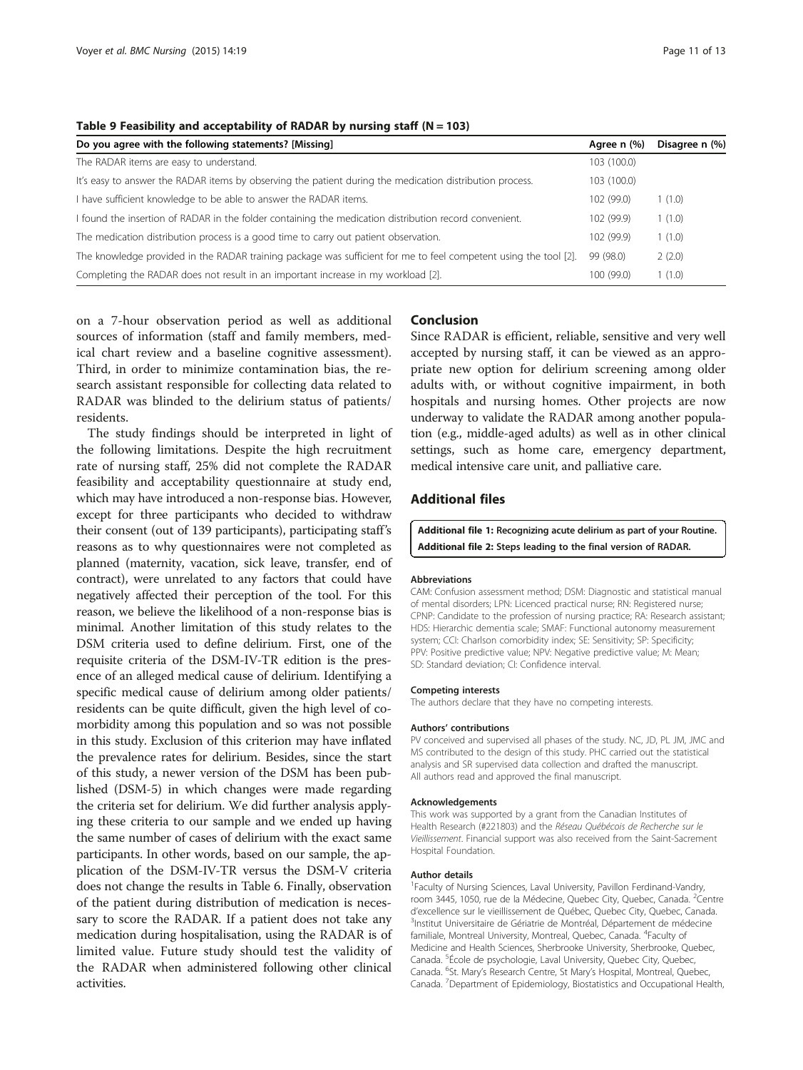**Table 9 Feasibility and acceptability of RADAR by nursing staff (N = 103)**

| Do you agree with the following statements? [Missing] | Agree n (%) | Disagree n (%) |
|---|---|---|
| The RADAR items are easy to understand. | 103 (100.0) | |
| It's easy to answer the RADAR items by observing the patient during the medication distribution process. | 103 (100.0) | |
| I have sufficient knowledge to be able to answer the RADAR items. | 102 (99.0) | 1 (1.0) |
| I found the insertion of RADAR in the folder containing the medication distribution record convenient. | 102 (99.9) | 1 (1.0) |
| The medication distribution process is a good time to carry out patient observation. | 102 (99.9) | 1 (1.0) |
| The knowledge provided in the RADAR training package was sufficient for me to feel competent using the tool [2]. | 99 (98.0) | 2 (2.0) |
| Completing the RADAR does not result in an important increase in my workload [2]. | 100 (99.0) | 1 (1.0) |

on a 7-hour observation period as well as additional sources of information (staff and family members, medical chart review and a baseline cognitive assessment). Third, in order to minimize contamination bias, the research assistant responsible for collecting data related to RADAR was blinded to the delirium status of patients/residents.

The study findings should be interpreted in light of the following limitations. Despite the high recruitment rate of nursing staff, 25% did not complete the RADAR feasibility and acceptability questionnaire at study end, which may have introduced a non-response bias. However, except for three participants who decided to withdraw their consent (out of 139 participants), participating staff's reasons as to why questionnaires were not completed as planned (maternity, vacation, sick leave, transfer, end of contract), were unrelated to any factors that could have negatively affected their perception of the tool. For this reason, we believe the likelihood of a non-response bias is minimal. Another limitation of this study relates to the DSM criteria used to define delirium. First, one of the requisite criteria of the DSM-IV-TR edition is the presence of an alleged medical cause of delirium. Identifying a specific medical cause of delirium among older patients/residents can be quite difficult, given the high level of comorbidity among this population and so was not possible in this study. Exclusion of this criterion may have inflated the prevalence rates for delirium. Besides, since the start of this study, a newer version of the DSM has been published (DSM-5) in which changes were made regarding the criteria set for delirium. We did further analysis applying these criteria to our sample and we ended up having the same number of cases of delirium with the exact same participants. In other words, based on our sample, the application of the DSM-IV-TR versus the DSM-V criteria does not change the results in Table 6. Finally, observation of the patient during distribution of medication is necessary to score the RADAR. If a patient does not take any medication during hospitalisation, using the RADAR is of limited value. Future study should test the validity of the RADAR when administered following other clinical activities.

## Conclusion

Since RADAR is efficient, reliable, sensitive and very well accepted by nursing staff, it can be viewed as an appropriate new option for delirium screening among older adults with, or without cognitive impairment, in both hospitals and nursing homes. Other projects are now underway to validate the RADAR among another population (e.g., middle-aged adults) as well as in other clinical settings, such as home care, emergency department, medical intensive care unit, and palliative care.

## Additional files

**Additional file 1: Recognizing acute delirium as part of your Routine.**
**Additional file 2: Steps leading to the final version of RADAR.**

#### Abbreviations

CAM: Confusion assessment method; DSM: Diagnostic and statistical manual of mental disorders; LPN: Licenced practical nurse; RN: Registered nurse; CPNP: Candidate to the profession of nursing practice; RA: Research assistant; HDS: Hierarchic dementia scale; SMAF: Functional autonomy measurement system; CCI: Charlson comorbidity index; SE: Sensitivity; SP: Specificity; PPV: Positive predictive value; NPV: Negative predictive value; M: Mean; SD: Standard deviation; CI: Confidence interval.

#### Competing interests

The authors declare that they have no competing interests.

#### Authors' contributions

PV conceived and supervised all phases of the study. NC, JD, PL JM, JMC and MS contributed to the design of this study. PHC carried out the statistical analysis and SR supervised data collection and drafted the manuscript. All authors read and approved the final manuscript.

#### Acknowledgements

This work was supported by a grant from the Canadian Institutes of Health Research (#221803) and the *Réseau Québécois de Recherche sur le Vieillissement*. Financial support was also received from the Saint-Sacrement Hospital Foundation.

#### Author details

[1]Faculty of Nursing Sciences, Laval University, Pavillon Ferdinand-Vandry, room 3445, 1050, rue de la Médecine, Quebec City, Quebec, Canada. [2]Centre d'excellence sur le vieillissement de Québec, Quebec City, Quebec, Canada. [3]Institut Universitaire de Gériatrie de Montréal, Département de médecine familiale, Montreal University, Montreal, Quebec, Canada. [4]Faculty of Medicine and Health Sciences, Sherbrooke University, Sherbrooke, Quebec, Canada. [5]École de psychologie, Laval University, Quebec City, Quebec, Canada. [6]St. Mary's Research Centre, St Mary's Hospital, Montreal, Quebec, Canada. [7]Department of Epidemiology, Biostatistics and Occupational Health,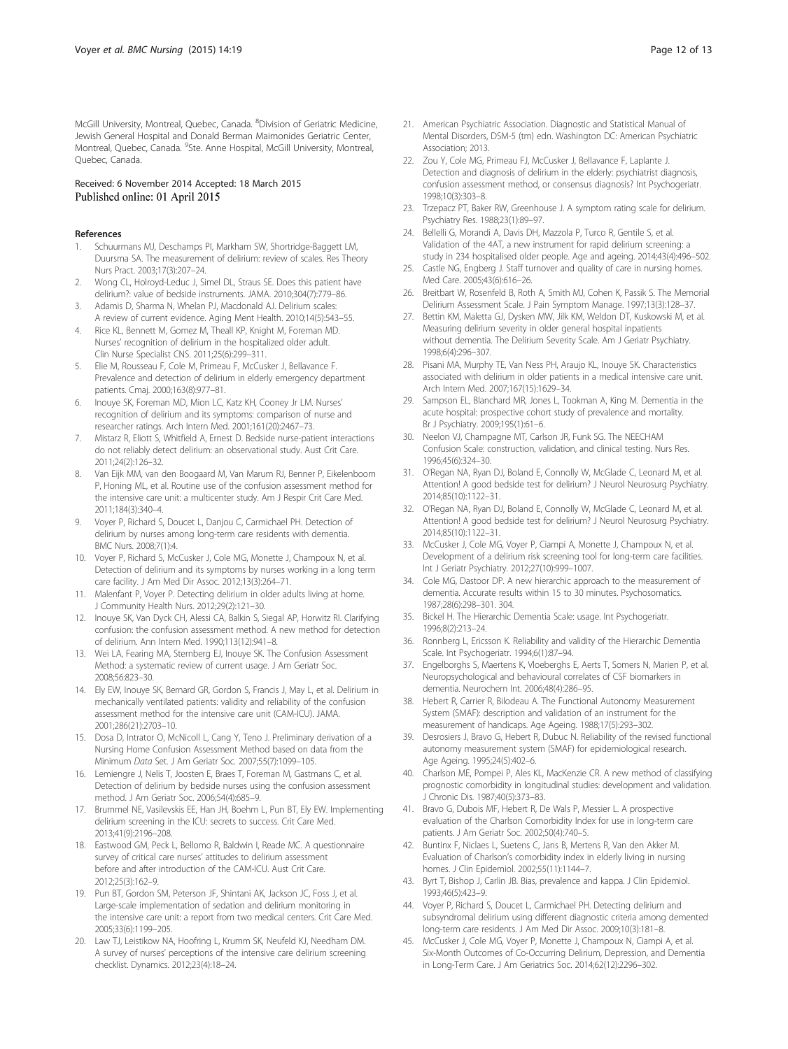McGill University, Montreal, Quebec, Canada. [8]Division of Geriatric Medicine, Jewish General Hospital and Donald Berman Maimonides Geriatric Center, Montreal, Quebec, Canada. [9]Ste. Anne Hospital, McGill University, Montreal, Quebec, Canada.

Received: 6 November 2014 Accepted: 18 March 2015
Published online: 01 April 2015

## References

1. Schuurmans MJ, Deschamps PI, Markham SW, Shortridge-Baggett LM, Duursma SA. The measurement of delirium: review of scales. Res Theory Nurs Pract. 2003;17(3):207–24.
2. Wong CL, Holroyd-Leduc J, Simel DL, Straus SE. Does this patient have delirium?: value of bedside instruments. JAMA. 2010;304(7):779–86.
3. Adamis D, Sharma N, Whelan PJ, Macdonald AJ. Delirium scales: A review of current evidence. Aging Ment Health. 2010;14(5):543–55.
4. Rice KL, Bennett M, Gomez M, Theall KP, Knight M, Foreman MD. Nurses' recognition of delirium in the hospitalized older adult. Clin Nurse Specialist CNS. 2011;25(6):299–311.
5. Elie M, Rousseau F, Cole M, Primeau F, McCusker J, Bellavance F. Prevalence and detection of delirium in elderly emergency department patients. Cmaj. 2000;163(8):977–81.
6. Inouye SK, Foreman MD, Mion LC, Katz KH, Cooney Jr LM. Nurses' recognition of delirium and its symptoms: comparison of nurse and researcher ratings. Arch Intern Med. 2001;161(20):2467–73.
7. Mistarz R, Eliott S, Whitfield A, Ernest D. Bedside nurse-patient interactions do not reliably detect delirium: an observational study. Aust Crit Care. 2011;24(2):126–32.
8. Van Eijk MM, van den Boogaard M, Van Marum RJ, Benner P, Eikelenboom P, Honing ML, et al. Routine use of the confusion assessment method for the intensive care unit: a multicenter study. Am J Respir Crit Care Med. 2011;184(3):340–4.
9. Voyer P, Richard S, Doucet L, Danjou C, Carmichael PH. Detection of delirium by nurses among long-term care residents with dementia. BMC Nurs. 2008;7(1):4.
10. Voyer P, Richard S, McCusker J, Cole MG, Monette J, Champoux N, et al. Detection of delirium and its symptoms by nurses working in a long term care facility. J Am Med Dir Assoc. 2012;13(3):264–71.
11. Malenfant P, Voyer P. Detecting delirium in older adults living at home. J Community Health Nurs. 2012;29(2):121–30.
12. Inouye SK, Van Dyck CH, Alessi CA, Balkin S, Siegal AP, Horwitz RI. Clarifying confusion: the confusion assessment method. A new method for detection of delirium. Ann Intern Med. 1990;113(12):941–8.
13. Wei LA, Fearing MA, Sternberg EJ, Inouye SK. The Confusion Assessment Method: a systematic review of current usage. J Am Geriatr Soc. 2008;56:823–30.
14. Ely EW, Inouye SK, Bernard GR, Gordon S, Francis J, May L, et al. Delirium in mechanically ventilated patients: validity and reliability of the confusion assessment method for the intensive care unit (CAM-ICU). JAMA. 2001;286(21):2703–10.
15. Dosa D, Intrator O, McNicoll L, Cang Y, Teno J. Preliminary derivation of a Nursing Home Confusion Assessment Method based on data from the Minimum *Data* Set. J Am Geriatr Soc. 2007;55(7):1099–105.
16. Lemiengre J, Nelis T, Joosten E, Braes T, Foreman M, Gastmans C, et al. Detection of delirium by bedside nurses using the confusion assessment method. J Am Geriatr Soc. 2006;54(4):685–9.
17. Brummel NE, Vasilevskis EE, Han JH, Boehm L, Pun BT, Ely EW. Implementing delirium screening in the ICU: secrets to success. Crit Care Med. 2013;41(9):2196–208.
18. Eastwood GM, Peck L, Bellomo R, Baldwin I, Reade MC. A questionnaire survey of critical care nurses' attitudes to delirium assessment before and after introduction of the CAM-ICU. Aust Crit Care. 2012;25(3):162–9.
19. Pun BT, Gordon SM, Peterson JF, Shintani AK, Jackson JC, Foss J, et al. Large-scale implementation of sedation and delirium monitoring in the intensive care unit: a report from two medical centers. Crit Care Med. 2005;33(6):1199–205.
20. Law TJ, Leistikow NA, Hoofring L, Krumm SK, Neufeld KJ, Needham DM. A survey of nurses' perceptions of the intensive care delirium screening checklist. Dynamics. 2012;23(4):18–24.
21. American Psychiatric Association. Diagnostic and Statistical Manual of Mental Disorders, DSM-5 (tm) edn. Washington DC: American Psychiatric Association; 2013.
22. Zou Y, Cole MG, Primeau FJ, McCusker J, Bellavance F, Laplante J. Detection and diagnosis of delirium in the elderly: psychiatrist diagnosis, confusion assessment method, or consensus diagnosis? Int Psychogeriatr. 1998;10(3):303–8.
23. Trzepacz PT, Baker RW, Greenhouse J. A symptom rating scale for delirium. Psychiatry Res. 1988;23(1):89–97.
24. Bellelli G, Morandi A, Davis DH, Mazzola P, Turco R, Gentile S, et al. Validation of the 4AT, a new instrument for rapid delirium screening: a study in 234 hospitalised older people. Age and ageing. 2014;43(4):496–502.
25. Castle NG, Engberg J. Staff turnover and quality of care in nursing homes. Med Care. 2005;43(6):616–26.
26. Breitbart W, Rosenfeld B, Roth A, Smith MJ, Cohen K, Passik S. The Memorial Delirium Assessment Scale. J Pain Symptom Manage. 1997;13(3):128–37.
27. Bettin KM, Maletta GJ, Dysken MW, Jilk KM, Weldon DT, Kuskowski M, et al. Measuring delirium severity in older general hospital inpatients without dementia. The Delirium Severity Scale. Am J Geriatr Psychiatry. 1998;6(4):296–307.
28. Pisani MA, Murphy TE, Van Ness PH, Araujo KL, Inouye SK. Characteristics associated with delirium in older patients in a medical intensive care unit. Arch Intern Med. 2007;167(15):1629–34.
29. Sampson EL, Blanchard MR, Jones L, Tookman A, King M. Dementia in the acute hospital: prospective cohort study of prevalence and mortality. Br J Psychiatry. 2009;195(1):61–6.
30. Neelon VJ, Champagne MT, Carlson JR, Funk SG. The NEECHAM Confusion Scale: construction, validation, and clinical testing. Nurs Res. 1996;45(6):324–30.
31. O'Regan NA, Ryan DJ, Boland E, Connolly W, McGlade C, Leonard M, et al. Attention! A good bedside test for delirium? J Neurol Neurosurg Psychiatry. 2014;85(10):1122–31.
32. O'Regan NA, Ryan DJ, Boland E, Connolly W, McGlade C, Leonard M, et al. Attention! A good bedside test for delirium? J Neurol Neurosurg Psychiatry. 2014;85(10):1122–31.
33. McCusker J, Cole MG, Voyer P, Ciampi A, Monette J, Champoux N, et al. Development of a delirium risk screening tool for long-term care facilities. Int J Geriatr Psychiatry. 2012;27(10):999–1007.
34. Cole MG, Dastoor DP. A new hierarchic approach to the measurement of dementia. Accurate results within 15 to 30 minutes. Psychosomatics. 1987;28(6):298–301. 304.
35. Bickel H. The Hierarchic Dementia Scale: usage. Int Psychogeriatr. 1996;8(2):213–24.
36. Ronnberg L, Ericsson K. Reliability and validity of the Hierarchic Dementia Scale. Int Psychogeriatr. 1994;6(1):87–94.
37. Engelborghs S, Maertens K, Vloeberghs E, Aerts T, Somers N, Marien P, et al. Neuropsychological and behavioural correlates of CSF biomarkers in dementia. Neurochem Int. 2006;48(4):286–95.
38. Hebert R, Carrier R, Bilodeau A. The Functional Autonomy Measurement System (SMAF): description and validation of an instrument for the measurement of handicaps. Age Ageing. 1988;17(5):293–302.
39. Desrosiers J, Bravo G, Hebert R, Dubuc N. Reliability of the revised functional autonomy measurement system (SMAF) for epidemiological research. Age Ageing. 1995;24(5):402–6.
40. Charlson ME, Pompei P, Ales KL, MacKenzie CR. A new method of classifying prognostic comorbidity in longitudinal studies: development and validation. J Chronic Dis. 1987;40(5):373–83.
41. Bravo G, Dubois MF, Hebert R, De Wals P, Messier L. A prospective evaluation of the Charlson Comorbidity Index for use in long-term care patients. J Am Geriatr Soc. 2002;50(4):740–5.
42. Buntinx F, Niclaes L, Suetens C, Jans B, Mertens R, Van den Akker M. Evaluation of Charlson's comorbidity index in elderly living in nursing homes. J Clin Epidemiol. 2002;55(11):1144–7.
43. Byrt T, Bishop J, Carlin JB. Bias, prevalence and kappa. J Clin Epidemiol. 1993;46(5):423–9.
44. Voyer P, Richard S, Doucet L, Carmichael PH. Detecting delirium and subsyndromal delirium using different diagnostic criteria among demented long-term care residents. J Am Med Dir Assoc. 2009;10(3):181–8.
45. McCusker J, Cole MG, Voyer P, Monette J, Champoux N, Ciampi A, et al. Six-Month Outcomes of Co-Occurring Delirium, Depression, and Dementia in Long-Term Care. J Am Geriatrics Soc. 2014;62(12):2296–302.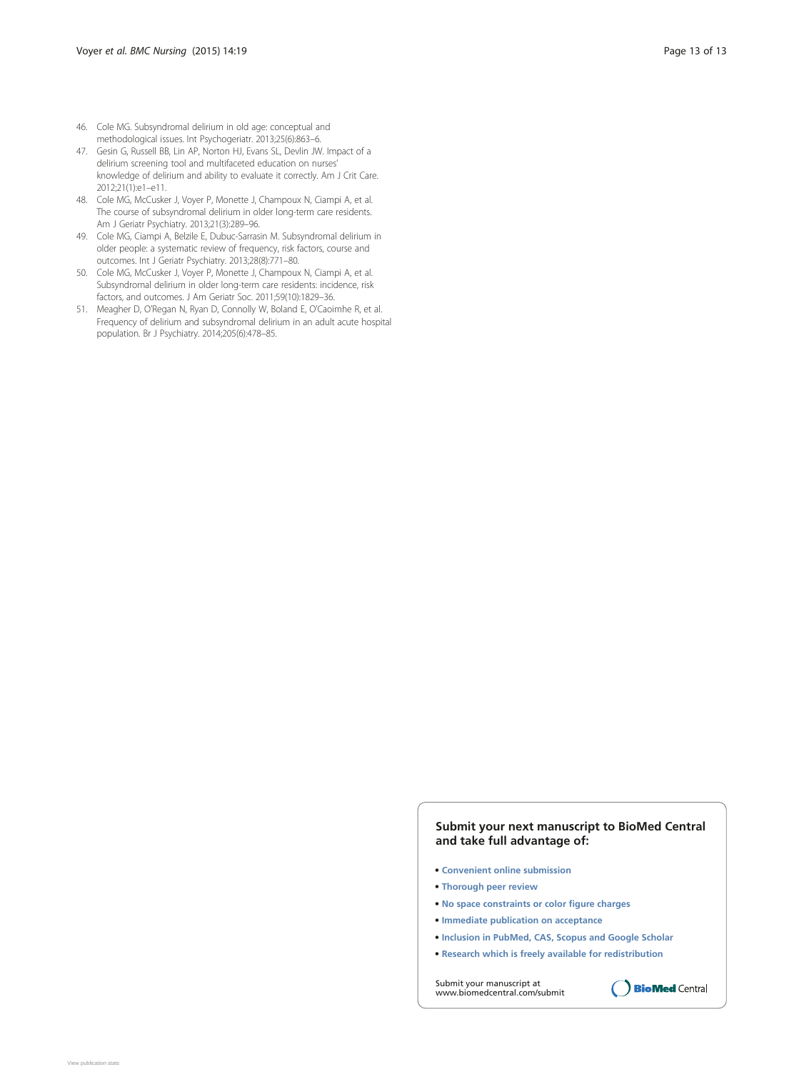46. Cole MG. Subsyndromal delirium in old age: conceptual and methodological issues. Int Psychogeriatr. 2013;25(6):863–6.
47. Gesin G, Russell BB, Lin AP, Norton HJ, Evans SL, Devlin JW. Impact of a delirium screening tool and multifaceted education on nurses' knowledge of delirium and ability to evaluate it correctly. Am J Crit Care. 2012;21(1):e1–e11.
48. Cole MG, McCusker J, Voyer P, Monette J, Champoux N, Ciampi A, et al. The course of subsyndromal delirium in older long-term care residents. Am J Geriatr Psychiatry. 2013;21(3):289–96.
49. Cole MG, Ciampi A, Belzile E, Dubuc-Sarrasin M. Subsyndromal delirium in older people: a systematic review of frequency, risk factors, course and outcomes. Int J Geriatr Psychiatry. 2013;28(8):771–80.
50. Cole MG, McCusker J, Voyer P, Monette J, Champoux N, Ciampi A, et al. Subsyndromal delirium in older long-term care residents: incidence, risk factors, and outcomes. J Am Geriatr Soc. 2011;59(10):1829–36.
51. Meagher D, O'Regan N, Ryan D, Connolly W, Boland E, O'Caoimhe R, et al. Frequency of delirium and subsyndromal delirium in an adult acute hospital population. Br J Psychiatry. 2014;205(6):478–85.

**Submit your next manuscript to BioMed Central and take full advantage of:**

- **Convenient online submission**
- **Thorough peer review**
- **No space constraints or color figure charges**
- **Immediate publication on acceptance**
- **Inclusion in PubMed, CAS, Scopus and Google Scholar**
- **Research which is freely available for redistribution**

Submit your manuscript at
www.biomedcentral.com/submit

BioMed Central